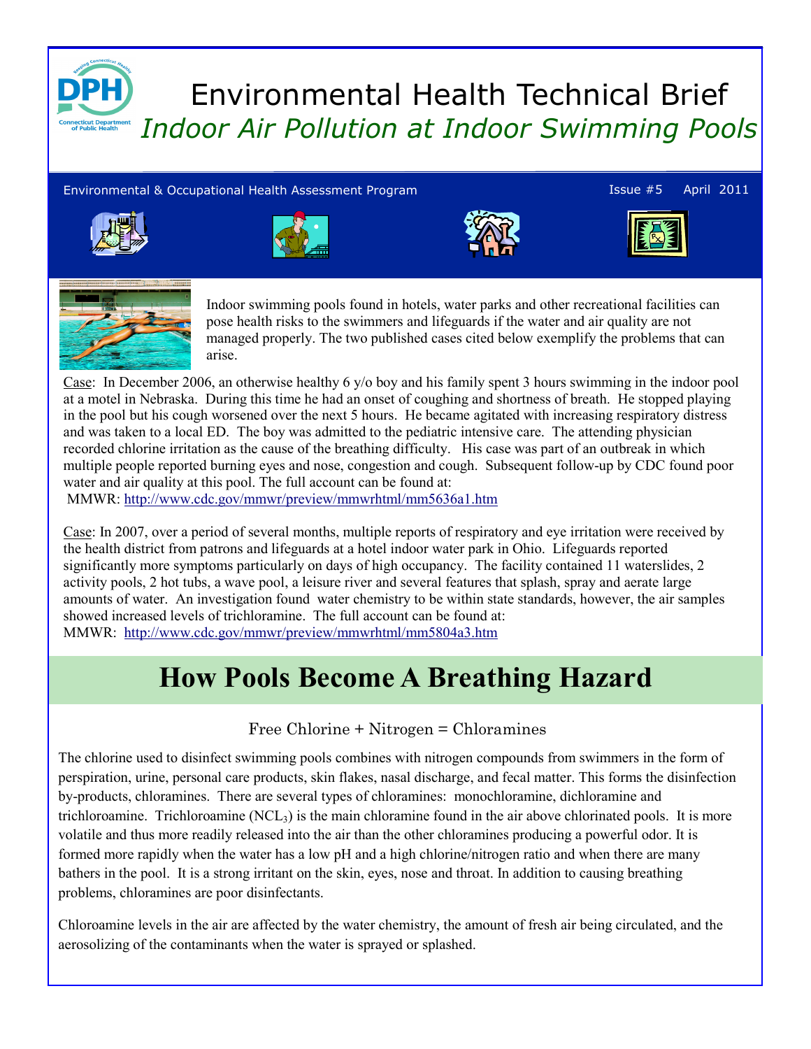# Environmental Health Technical Brief

## *Indoor Air Pollution at Indoor Swimming Pools*

Environmental & Occupational Health Assessment Program — Issue #5 — April 2011

Indoor swimming pools found in hotels, water parks and other recreational facilities can pose health risks to the swimmers and lifeguards if the water and air quality are not managed properly. The two published cases cited below exemplify the problems that can arise.

Case: In December 2006, an otherwise healthy 6 y/o boy and his family spent 3 hours swimming in the indoor pool at a motel in Nebraska. During this time he had an onset of coughing and shortness of breath. He stopped playing in the pool but his cough worsened over the next 5 hours. He became agitated with increasing respiratory distress and was taken to a local ED. The boy was admitted to the pediatric intensive care. The attending physician recorded chlorine irritation as the cause of the breathing difficulty. His case was part of an outbreak in which multiple people reported burning eyes and nose, congestion and cough. Subsequent follow-up by CDC found poor water and air quality at this pool. The full account can be found at:
MMWR: http://www.cdc.gov/mmwr/preview/mmwrhtml/mm5636a1.htm

Case: In 2007, over a period of several months, multiple reports of respiratory and eye irritation were received by the health district from patrons and lifeguards at a hotel indoor water park in Ohio. Lifeguards reported significantly more symptoms particularly on days of high occupancy. The facility contained 11 waterslides, 2 activity pools, 2 hot tubs, a wave pool, a leisure river and several features that splash, spray and aerate large amounts of water. An investigation found water chemistry to be within state standards, however, the air samples showed increased levels of trichloramine. The full account can be found at:
MMWR: http://www.cdc.gov/mmwr/preview/mmwrhtml/mm5804a3.htm

## How Pools Become A Breathing Hazard

Free Chlorine + Nitrogen = Chloramines

The chlorine used to disinfect swimming pools combines with nitrogen compounds from swimmers in the form of perspiration, urine, personal care products, skin flakes, nasal discharge, and fecal matter. This forms the disinfection by-products, chloramines. There are several types of chloramines: monochloramine, dichloramine and trichloroamine. Trichloroamine ($NCL_3$) is the main chloramine found in the air above chlorinated pools. It is more volatile and thus more readily released into the air than the other chloramines producing a powerful odor. It is formed more rapidly when the water has a low pH and a high chlorine/nitrogen ratio and when there are many bathers in the pool. It is a strong irritant on the skin, eyes, nose and throat. In addition to causing breathing problems, chloramines are poor disinfectants.

Chloroamine levels in the air are affected by the water chemistry, the amount of fresh air being circulated, and the aerosolizing of the contaminants when the water is sprayed or splashed.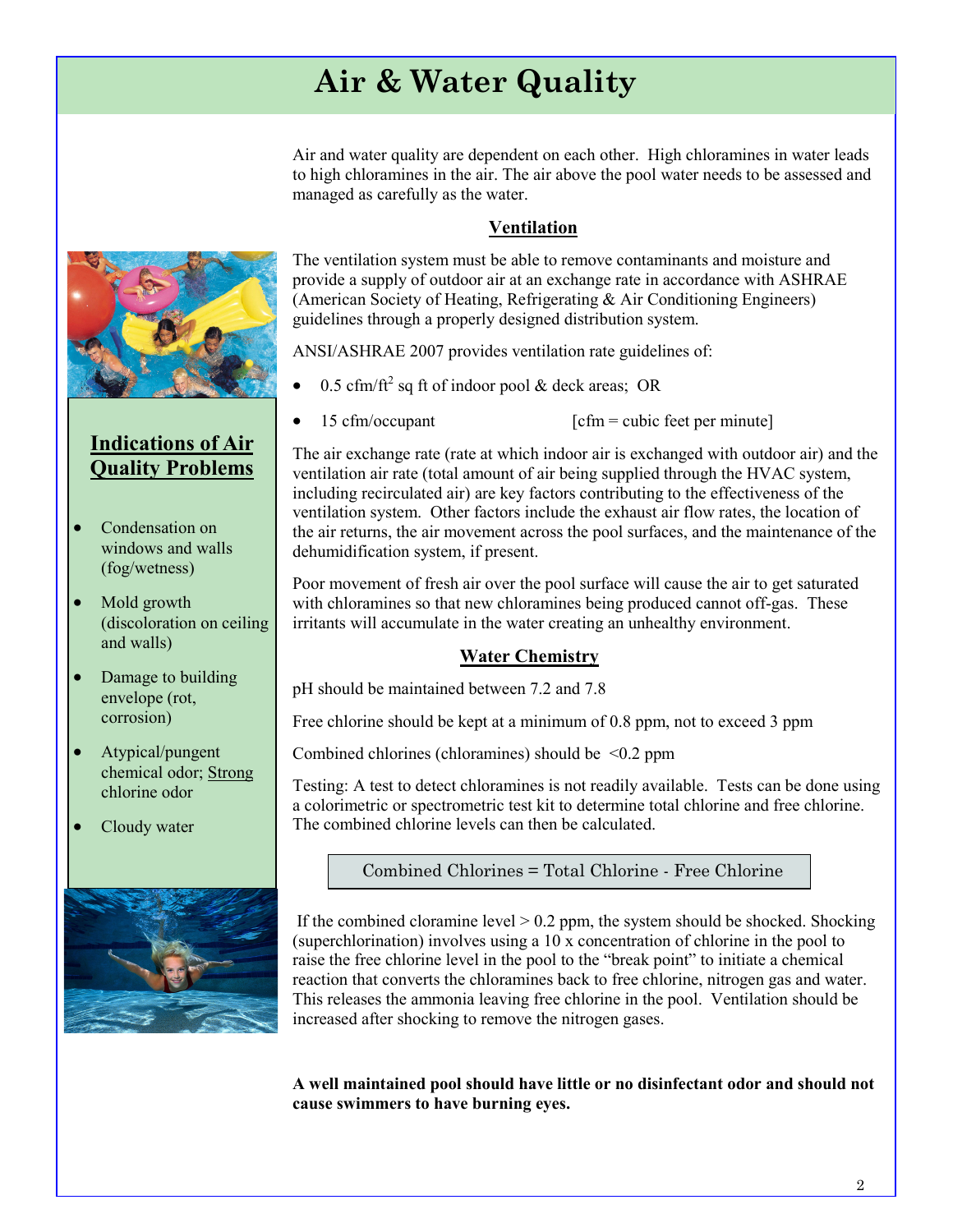# Air & Water Quality

Air and water quality are dependent on each other. High chloramines in water leads to high chloramines in the air. The air above the pool water needs to be assessed and managed as carefully as the water.

## Ventilation

The ventilation system must be able to remove contaminants and moisture and provide a supply of outdoor air at an exchange rate in accordance with ASHRAE (American Society of Heating, Refrigerating & Air Conditioning Engineers) guidelines through a properly designed distribution system.

ANSI/ASHRAE 2007 provides ventilation rate guidelines of:

- 0.5 cfm/ft$^2$ sq ft of indoor pool & deck areas; OR
- 15 cfm/occupant [cfm = cubic feet per minute]

The air exchange rate (rate at which indoor air is exchanged with outdoor air) and the ventilation air rate (total amount of air being supplied through the HVAC system, including recirculated air) are key factors contributing to the effectiveness of the ventilation system. Other factors include the exhaust air flow rates, the location of the air returns, the air movement across the pool surfaces, and the maintenance of the dehumidification system, if present.

Poor movement of fresh air over the pool surface will cause the air to get saturated with chloramines so that new chloramines being produced cannot off-gas. These irritants will accumulate in the water creating an unhealthy environment.

### Indications of Air Quality Problems

- Condensation on windows and walls (fog/wetness)
- Mold growth (discoloration on ceiling and walls)
- Damage to building envelope (rot, corrosion)
- Atypical/pungent chemical odor; Strong chlorine odor
- Cloudy water

## Water Chemistry

pH should be maintained between 7.2 and 7.8

Free chlorine should be kept at a minimum of 0.8 ppm, not to exceed 3 ppm

Combined chlorines (chloramines) should be <0.2 ppm

Testing: A test to detect chloramines is not readily available. Tests can be done using a colorimetric or spectrometric test kit to determine total chlorine and free chlorine. The combined chlorine levels can then be calculated.

| Combined Chlorines = Total Chlorine - Free Chlorine |
|---|

If the combined cloramine level > 0.2 ppm, the system should be shocked. Shocking (superchlorination) involves using a 10 x concentration of chlorine in the pool to raise the free chlorine level in the pool to the "break point" to initiate a chemical reaction that converts the chloramines back to free chlorine, nitrogen gas and water. This releases the ammonia leaving free chlorine in the pool. Ventilation should be increased after shocking to remove the nitrogen gases.

**A well maintained pool should have little or no disinfectant odor and should not cause swimmers to have burning eyes.**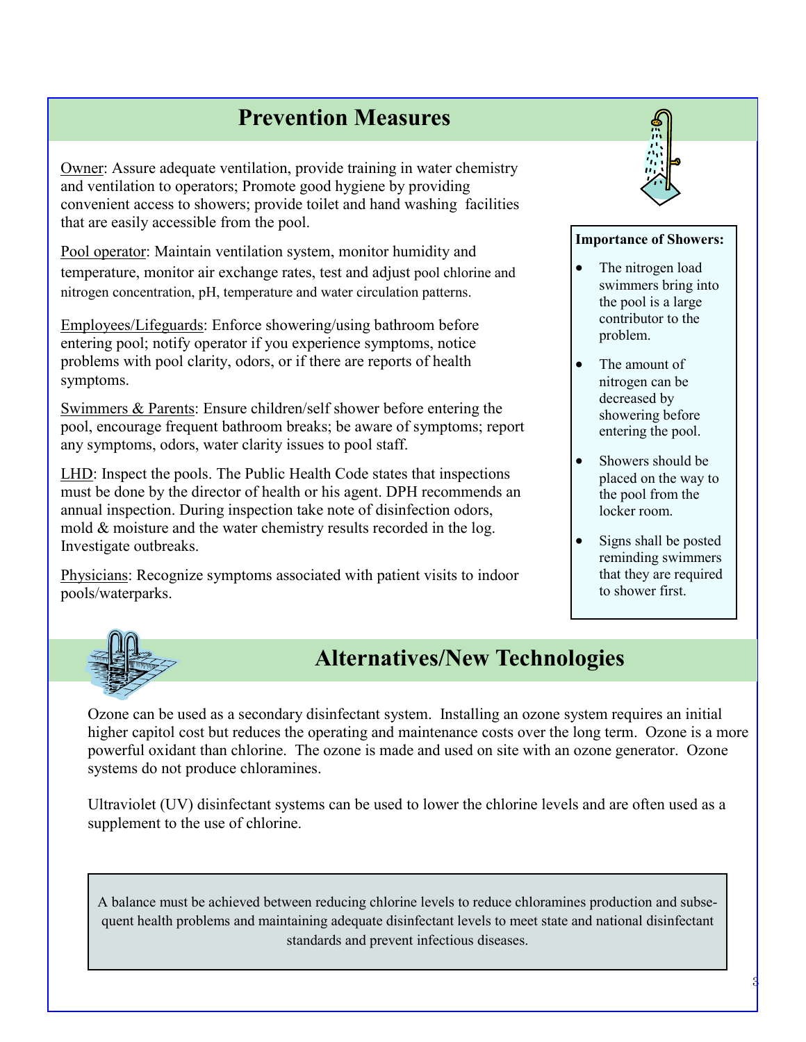## Prevention Measures

Owner: Assure adequate ventilation, provide training in water chemistry and ventilation to operators; Promote good hygiene by providing convenient access to showers; provide toilet and hand washing facilities that are easily accessible from the pool.

Pool operator: Maintain ventilation system, monitor humidity and temperature, monitor air exchange rates, test and adjust pool chlorine and nitrogen concentration, pH, temperature and water circulation patterns.

Employees/Lifeguards: Enforce showering/using bathroom before entering pool; notify operator if you experience symptoms, notice problems with pool clarity, odors, or if there are reports of health symptoms.

Swimmers & Parents: Ensure children/self shower before entering the pool, encourage frequent bathroom breaks; be aware of symptoms; report any symptoms, odors, water clarity issues to pool staff.

LHD: Inspect the pools. The Public Health Code states that inspections must be done by the director of health or his agent. DPH recommends an annual inspection. During inspection take note of disinfection odors, mold & moisture and the water chemistry results recorded in the log. Investigate outbreaks.

Physicians: Recognize symptoms associated with patient visits to indoor pools/waterparks.

**Importance of Showers:**

- The nitrogen load swimmers bring into the pool is a large contributor to the problem.
- The amount of nitrogen can be decreased by showering before entering the pool.
- Showers should be placed on the way to the pool from the locker room.
- Signs shall be posted reminding swimmers that they are required to shower first.

## Alternatives/New Technologies

Ozone can be used as a secondary disinfectant system. Installing an ozone system requires an initial higher capitol cost but reduces the operating and maintenance costs over the long term. Ozone is a more powerful oxidant than chlorine. The ozone is made and used on site with an ozone generator. Ozone systems do not produce chloramines.

Ultraviolet (UV) disinfectant systems can be used to lower the chlorine levels and are often used as a supplement to the use of chlorine.

A balance must be achieved between reducing chlorine levels to reduce chloramines production and subsequent health problems and maintaining adequate disinfectant levels to meet state and national disinfectant standards and prevent infectious diseases.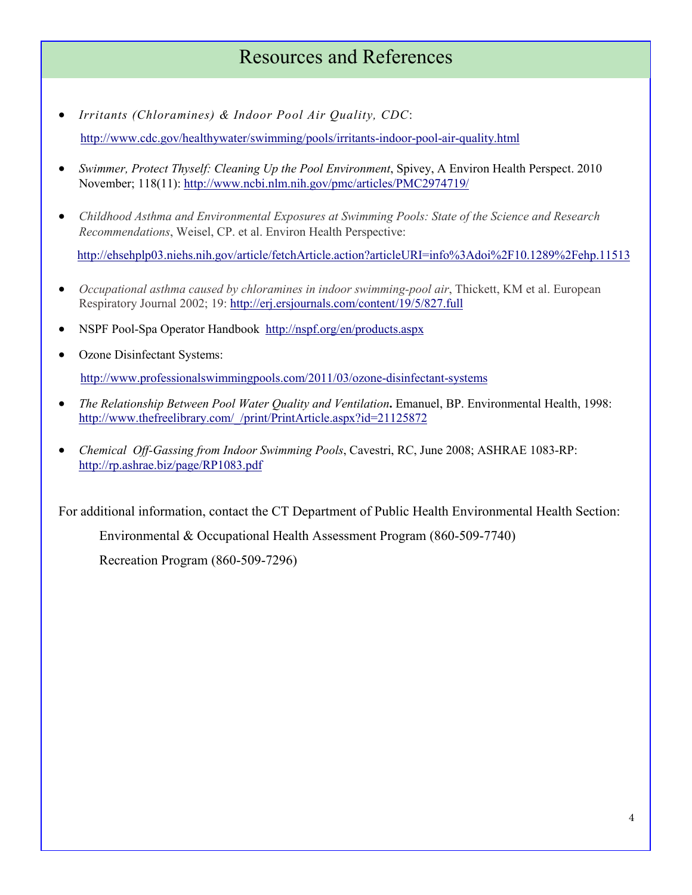# Resources and References

- *Irritants (Chloramines) & Indoor Pool Air Quality, CDC*:

  http://www.cdc.gov/healthywater/swimming/pools/irritants-indoor-pool-air-quality.html

- *Swimmer, Protect Thyself: Cleaning Up the Pool Environment*, Spivey, A Environ Health Perspect. 2010 November; 118(11): http://www.ncbi.nlm.nih.gov/pmc/articles/PMC2974719/

- *Childhood Asthma and Environmental Exposures at Swimming Pools: State of the Science and Research Recommendations*, Weisel, CP. et al. Environ Health Perspective:

  http://ehsehplp03.niehs.nih.gov/article/fetchArticle.action?articleURI=info%3Adoi%2F10.1289%2Fehp.11513

- *Occupational asthma caused by chloramines in indoor swimming-pool air*, Thickett, KM et al. European Respiratory Journal 2002; 19: http://erj.ersjournals.com/content/19/5/827.full

- NSPF Pool-Spa Operator Handbook http://nspf.org/en/products.aspx

- Ozone Disinfectant Systems:

  http://www.professionalswimmingpools.com/2011/03/ozone-disinfectant-systems

- *The Relationship Between Pool Water Quality and Ventilation***.** Emanuel, BP. Environmental Health, 1998: http://www.thefreelibrary.com/_/print/PrintArticle.aspx?id=21125872

- *Chemical Off-Gassing from Indoor Swimming Pools*, Cavestri, RC, June 2008; ASHRAE 1083-RP: http://rp.ashrae.biz/page/RP1083.pdf

For additional information, contact the CT Department of Public Health Environmental Health Section:

Environmental & Occupational Health Assessment Program (860-509-7740)

Recreation Program (860-509-7296)